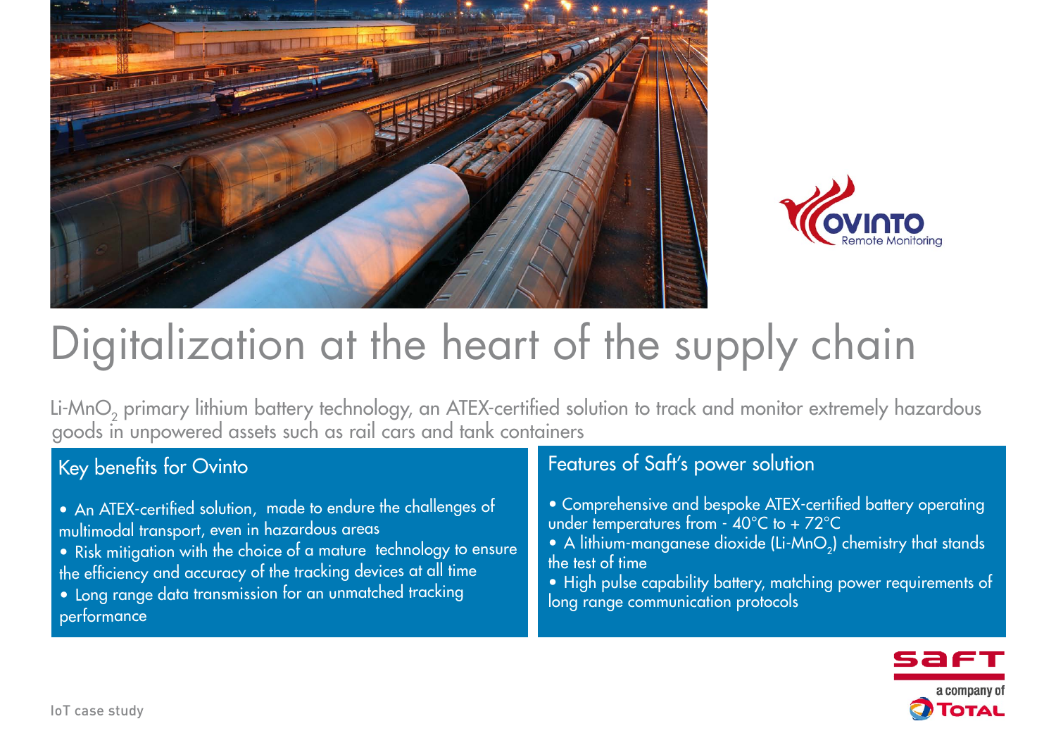# Digitalization at the heart of the supply chain

$Li\text{-}MnO_2$ primary lithium battery technology, an ATEX-certified solution to track and monitor extremely hazardous goods in unpowered assets such as rail cars and tank containers

## Key benefits for Ovinto

- An ATEX-certified solution, made to endure the challenges of multimodal transport, even in hazardous areas
- Risk mitigation with the choice of a mature technology to ensure the efficiency and accuracy of the tracking devices at all time
- Long range data transmission for an unmatched tracking performance

## Features of Saft's power solution

- Comprehensive and bespoke ATEX-certified battery operating under temperatures from - 40°C to + 72°C
- A lithium-manganese dioxide ($Li\text{-}MnO_2$) chemistry that stands the test of time
- High pulse capability battery, matching power requirements of long range communication protocols

IoT case study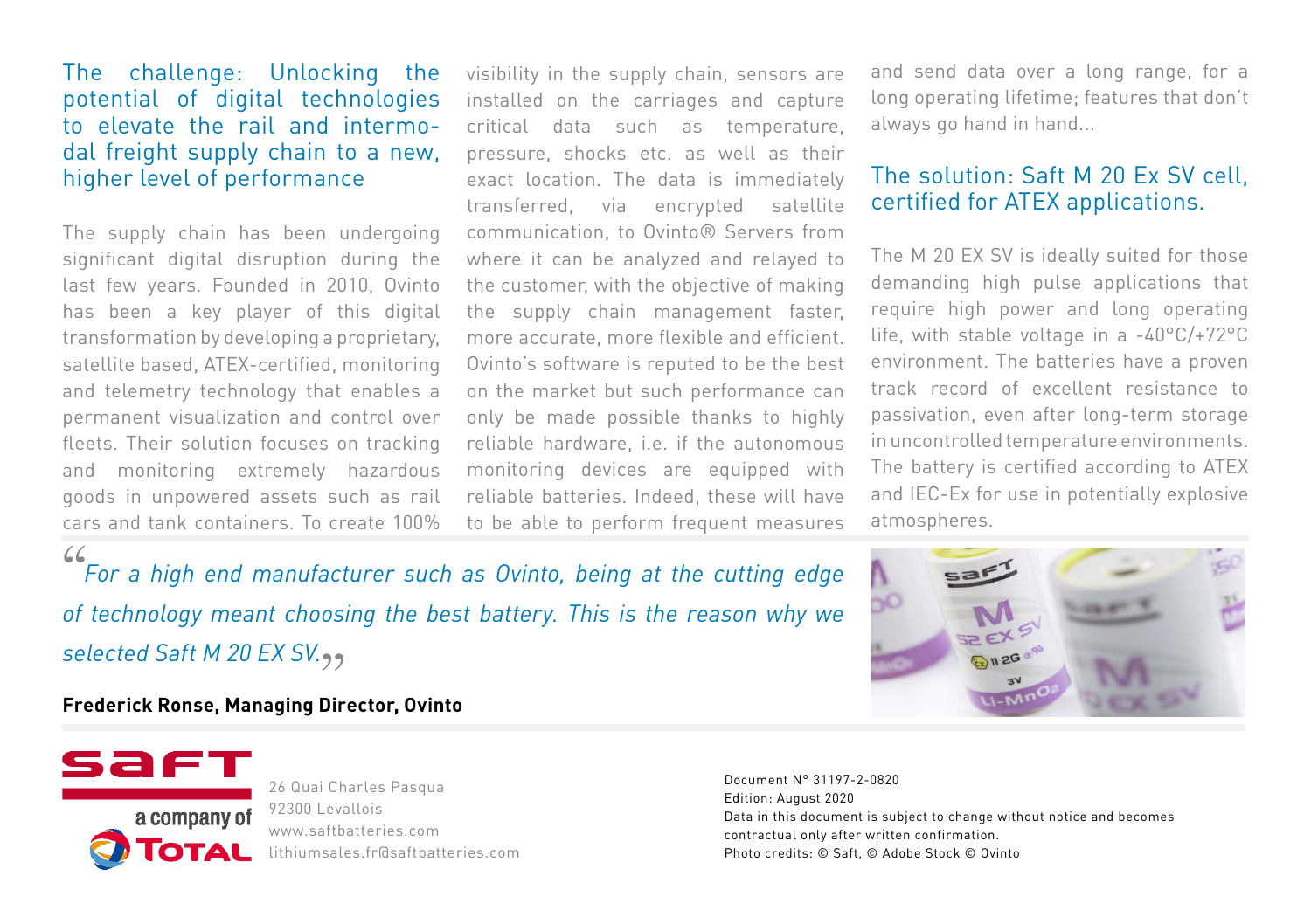## The challenge: Unlocking the potential of digital technologies to elevate the rail and intermodal freight supply chain to a new, higher level of performance

The supply chain has been undergoing significant digital disruption during the last few years. Founded in 2010, Ovinto has been a key player of this digital transformation by developing a proprietary, satellite based, ATEX-certified, monitoring and telemetry technology that enables a permanent visualization and control over fleets. Their solution focuses on tracking and monitoring extremely hazardous goods in unpowered assets such as rail cars and tank containers. To create 100% visibility in the supply chain, sensors are installed on the carriages and capture critical data such as temperature, pressure, shocks etc. as well as their exact location. The data is immediately transferred, via encrypted satellite communication, to Ovinto® Servers from where it can be analyzed and relayed to the customer, with the objective of making the supply chain management faster, more accurate, more flexible and efficient. Ovinto's software is reputed to be the best on the market but such performance can only be made possible thanks to highly reliable hardware, i.e. if the autonomous monitoring devices are equipped with reliable batteries. Indeed, these will have to be able to perform frequent measures and send data over a long range, for a long operating lifetime; features that don't always go hand in hand...

## The solution: Saft M 20 Ex SV cell, certified for ATEX applications.

The M 20 EX SV is ideally suited for those demanding high pulse applications that require high power and long operating life, with stable voltage in a -40°C/+72°C environment. The batteries have a proven track record of excellent resistance to passivation, even after long-term storage in uncontrolled temperature environments. The battery is certified according to ATEX and IEC-Ex for use in potentially explosive atmospheres.

> *"For a high end manufacturer such as Ovinto, being at the cutting edge of technology meant choosing the best battery. This is the reason why we selected Saft M 20 EX SV."*

**Frederick Ronse, Managing Director, Ovinto**

26 Quai Charles Pasqua
92300 Levallois
www.saftbatteries.com
lithiumsales.fr@saftbatteries.com

Document N° 31197-2-0820
Edition: August 2020
Data in this document is subject to change without notice and becomes contractual only after written confirmation.
Photo credits: © Saft, © Adobe Stock © Ovinto